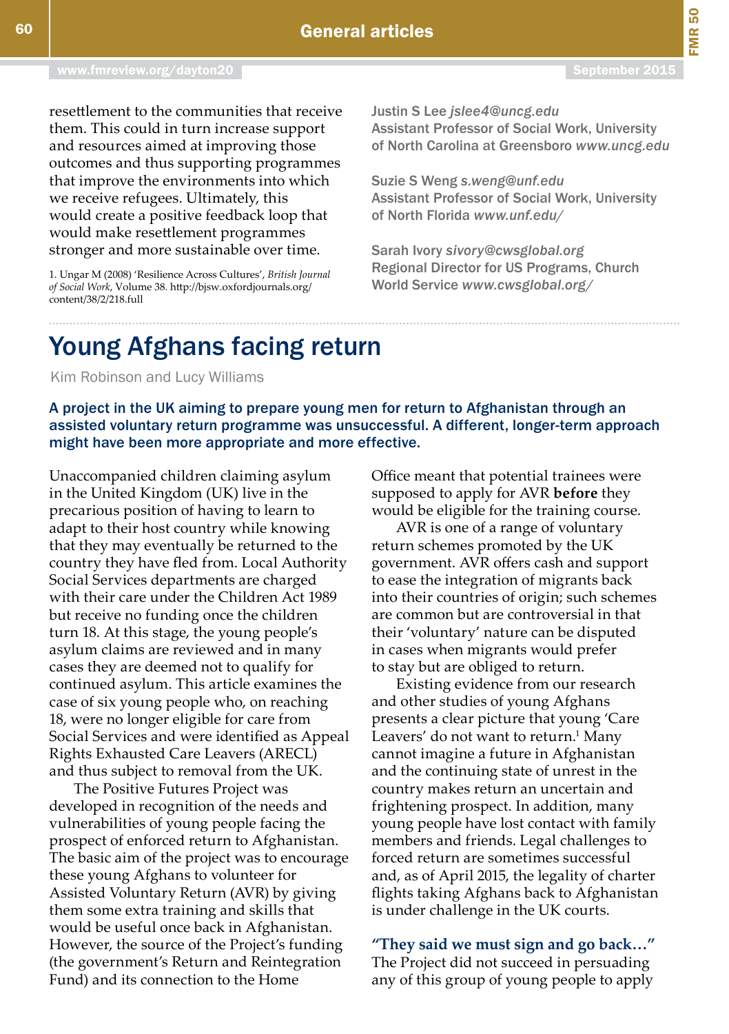resettlement to the communities that receive them. This could in turn increase support and resources aimed at improving those outcomes and thus supporting programmes that improve the environments into which we receive refugees. Ultimately, this would create a positive feedback loop that would make resettlement programmes stronger and more sustainable over time.

1. Ungar M (2008) 'Resilience Across Cultures', *British Journal of Social Work*, Volume 38. http://bjsw.oxfordjournals.org/content/38/2/218.full

Justin S Lee *jslee4@uncg.edu*
Assistant Professor of Social Work, University of North Carolina at Greensboro *www.uncg.edu*

Suzie S Weng *s.weng@unf.edu*
Assistant Professor of Social Work, University of North Florida *www.unf.edu/*

Sarah Ivory *sivory@cwsglobal.org*
Regional Director for US Programs, Church World Service *www.cwsglobal.org/*

# Young Afghans facing return

Kim Robinson and Lucy Williams

**A project in the UK aiming to prepare young men for return to Afghanistan through an assisted voluntary return programme was unsuccessful. A different, longer-term approach might have been more appropriate and more effective.**

Unaccompanied children claiming asylum in the United Kingdom (UK) live in the precarious position of having to learn to adapt to their host country while knowing that they may eventually be returned to the country they have fled from. Local Authority Social Services departments are charged with their care under the Children Act 1989 but receive no funding once the children turn 18. At this stage, the young people's asylum claims are reviewed and in many cases they are deemed not to qualify for continued asylum. This article examines the case of six young people who, on reaching 18, were no longer eligible for care from Social Services and were identified as Appeal Rights Exhausted Care Leavers (ARECL) and thus subject to removal from the UK.

The Positive Futures Project was developed in recognition of the needs and vulnerabilities of young people facing the prospect of enforced return to Afghanistan. The basic aim of the project was to encourage these young Afghans to volunteer for Assisted Voluntary Return (AVR) by giving them some extra training and skills that would be useful once back in Afghanistan. However, the source of the Project's funding (the government's Return and Reintegration Fund) and its connection to the Home Office meant that potential trainees were supposed to apply for AVR **before** they would be eligible for the training course.

AVR is one of a range of voluntary return schemes promoted by the UK government. AVR offers cash and support to ease the integration of migrants back into their countries of origin; such schemes are common but are controversial in that their 'voluntary' nature can be disputed in cases when migrants would prefer to stay but are obliged to return.

Existing evidence from our research and other studies of young Afghans presents a clear picture that young 'Care Leavers' do not want to return.[1] Many cannot imagine a future in Afghanistan and the continuing state of unrest in the country makes return an uncertain and frightening prospect. In addition, many young people have lost contact with family members and friends. Legal challenges to forced return are sometimes successful and, as of April 2015, the legality of charter flights taking Afghans back to Afghanistan is under challenge in the UK courts.

### "They said we must sign and go back…"

The Project did not succeed in persuading any of this group of young people to apply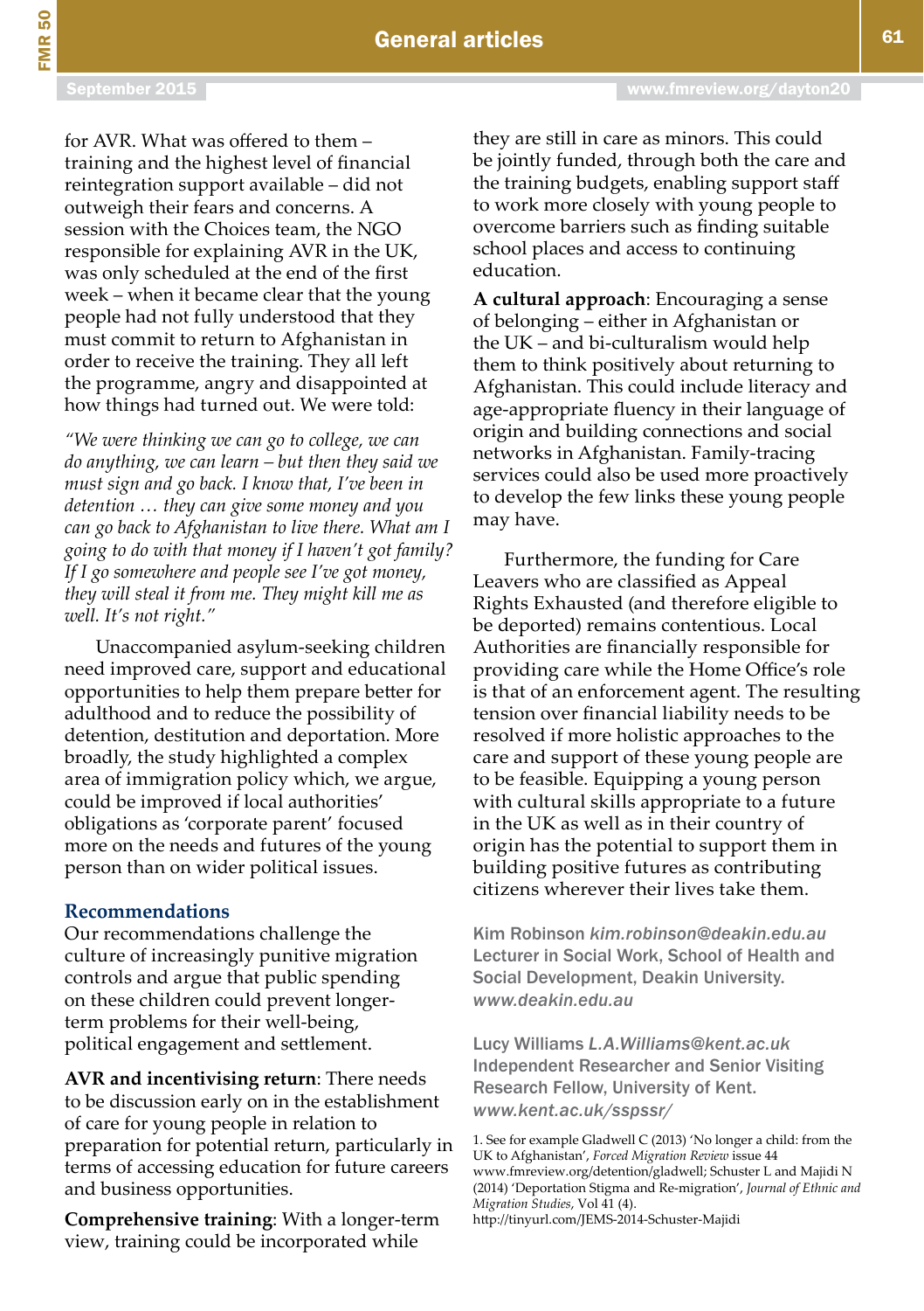for AVR. What was offered to them – training and the highest level of financial reintegration support available – did not outweigh their fears and concerns. A session with the Choices team, the NGO responsible for explaining AVR in the UK, was only scheduled at the end of the first week – when it became clear that the young people had not fully understood that they must commit to return to Afghanistan in order to receive the training. They all left the programme, angry and disappointed at how things had turned out. We were told:

*"We were thinking we can go to college, we can do anything, we can learn – but then they said we must sign and go back. I know that, I've been in detention … they can give some money and you can go back to Afghanistan to live there. What am I going to do with that money if I haven't got family? If I go somewhere and people see I've got money, they will steal it from me. They might kill me as well. It's not right."*

Unaccompanied asylum-seeking children need improved care, support and educational opportunities to help them prepare better for adulthood and to reduce the possibility of detention, destitution and deportation. More broadly, the study highlighted a complex area of immigration policy which, we argue, could be improved if local authorities' obligations as 'corporate parent' focused more on the needs and futures of the young person than on wider political issues.

## Recommendations

Our recommendations challenge the culture of increasingly punitive migration controls and argue that public spending on these children could prevent longer-term problems for their well-being, political engagement and settlement.

**AVR and incentivising return**: There needs to be discussion early on in the establishment of care for young people in relation to preparation for potential return, particularly in terms of accessing education for future careers and business opportunities.

**Comprehensive training**: With a longer-term view, training could be incorporated while they are still in care as minors. This could be jointly funded, through both the care and the training budgets, enabling support staff to work more closely with young people to overcome barriers such as finding suitable school places and access to continuing education.

**A cultural approach**: Encouraging a sense of belonging – either in Afghanistan or the UK – and bi-culturalism would help them to think positively about returning to Afghanistan. This could include literacy and age-appropriate fluency in their language of origin and building connections and social networks in Afghanistan. Family-tracing services could also be used more proactively to develop the few links these young people may have.

Furthermore, the funding for Care Leavers who are classified as Appeal Rights Exhausted (and therefore eligible to be deported) remains contentious. Local Authorities are financially responsible for providing care while the Home Office's role is that of an enforcement agent. The resulting tension over financial liability needs to be resolved if more holistic approaches to the care and support of these young people are to be feasible. Equipping a young person with cultural skills appropriate to a future in the UK as well as in their country of origin has the potential to support them in building positive futures as contributing citizens wherever their lives take them.

Kim Robinson *kim.robinson@deakin.edu.au*
Lecturer in Social Work, School of Health and Social Development, Deakin University.
*www.deakin.edu.au*

Lucy Williams *L.A.Williams@kent.ac.uk*
Independent Researcher and Senior Visiting Research Fellow, University of Kent.
*www.kent.ac.uk/sspssr/*

1. See for example Gladwell C (2013) 'No longer a child: from the UK to Afghanistan', *Forced Migration Review* issue 44 www.fmreview.org/detention/gladwell; Schuster L and Majidi N (2014) 'Deportation Stigma and Re-migration', *Journal of Ethnic and Migration Studies*, Vol 41 (4).
http://tinyurl.com/JEMS-2014-Schuster-Majidi